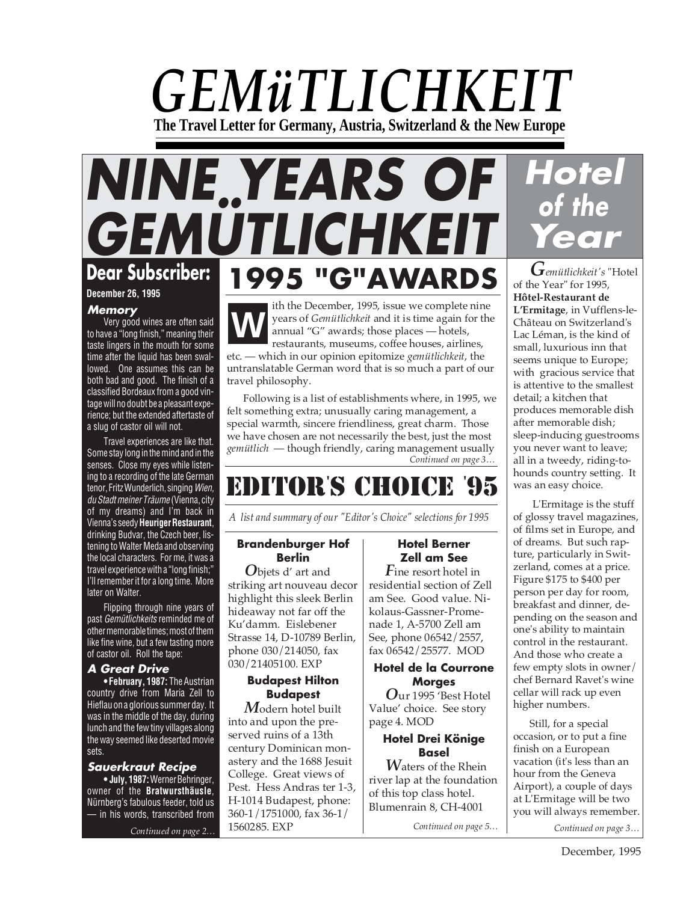# GEMüTLICHKEIT

**The Travel Letter for Germany, Austria, Switzerland & the New Europe**

# NINE YEARS OF GEMÜTLICHKEIT

## Dear Subscriber:

**December 26, 1995**

### Memory

Very good wines are often said to have a "long finish," meaning their taste lingers in the mouth for some time after the liquid has been swallowed. One assumes this can be both bad and good. The finish of a classified Bordeaux from a good vintage will no doubt be a pleasant experience; but the extended aftertaste of a slug of castor oil will not.

Travel experiences are like that. Some stay long in the mind and in the senses. Close my eyes while listening to a recording of the late German tenor, Fritz Wunderlich, singing *Wien, du Stadt meiner Träume* (Vienna, city of my dreams) and I'm back in Vienna's seedy **Heuriger Restaurant**, drinking Budvar, the Czech beer, listening to Walter Meda and observing the local characters. For me, it was a travel experience with a "long finish;" I'll remember it for a long time. More later on Walter.

Flipping through nine years of past *Gemütlichkeits* reminded me of other memorable times; most of them like fine wine, but a few tasting more of castor oil. Roll the tape:

### A Great Drive

• **February, 1987:** The Austrian country drive from Maria Zell to Hieflau on a glorious summer day. It was in the middle of the day, during lunch and the few tiny villages along the way seemed like deserted movie sets.

### Sauerkraut Recipe

• **July, 1987:** Werner Behringer, owner of the **Bratwursthäusle**, Nürnberg's fabulous feeder, told us — in his words, transcribed from

*Continued on page 2…*

## 1995 "G" AWARDS

With the December, 1995, issue we complete nine years of *Gemütlichkeit* and it is time again for the annual "G" awards; those places — hotels, restaurants, museums, coffee houses, airlines, etc. — which in our opinion epitomize *gemütlichkeit*, the untranslatable German word that is so much a part of our travel philosophy.

Following is a list of establishments where, in 1995, we felt something extra; unusually caring management, a special warmth, sincere friendliness, great charm. Those we have chosen are not necessarily the best, just the most *gemütlich* — though friendly, caring management usually

*Continued on page 3…*

## EDITOR'S CHOICE '95

*A list and summary of our "Editor's Choice" selections for 1995*

**Brandenburger Hof Berlin**

*O*bjets d' art and striking art nouveau decor highlight this sleek Berlin hideaway not far off the Ku'damm. Eislebener Strasse 14, D-10789 Berlin, phone 030/214050, fax 030/21405100. EXP

**Budapest Hilton Budapest**

*M*odern hotel built into and upon the preserved ruins of a 13th century Dominican monastery and the 1688 Jesuit College. Great views of Pest. Hess Andras ter 1-3, H-1014 Budapest, phone: 360-1/1751000, fax 36-1/1560285. EXP

**Hotel Berner Zell am See**

*F*ine resort hotel in residential section of Zell am See. Good value. Nikolaus-Gassner-Promenade 1, A-5700 Zell am See, phone 06542/2557, fax 06542/25577. MOD

**Hotel de la Courrone Morges**

*O*ur 1995 'Best Hotel Value' choice. See story page 4. MOD

**Hotel Drei Könige Basel**

*W*aters of the Rhein river lap at the foundation of this top class hotel. Blumenrain 8, CH-4001

*Continued on page 5…*

## Hotel of the Year

*G*emütlichkeit's "Hotel of the Year" for 1995, **Hôtel-Restaurant de L'Ermitage**, in Vufflens-le-Château on Switzerland's Lac Léman, is the kind of small, luxurious inn that seems unique to Europe; with gracious service that is attentive to the smallest detail; a kitchen that produces memorable dish after memorable dish; sleep-inducing guestrooms you never want to leave; all in a tweedy, riding-to-hounds country setting. It was an easy choice.

L'Ermitage is the stuff of glossy travel magazines, of films set in Europe, and of dreams. But such rapture, particularly in Switzerland, comes at a price. Figure $175 to $400 per person per day for room, breakfast and dinner, depending on the season and one's ability to maintain control in the restaurant. And those who create a few empty slots in owner/chef Bernard Ravet's wine cellar will rack up even higher numbers.

Still, for a special occasion, or to put a fine finish on a European vacation (it's less than an hour from the Geneva Airport), a couple of days at L'Ermitage will be two you will always remember.

*Continued on page 3…*

December, 1995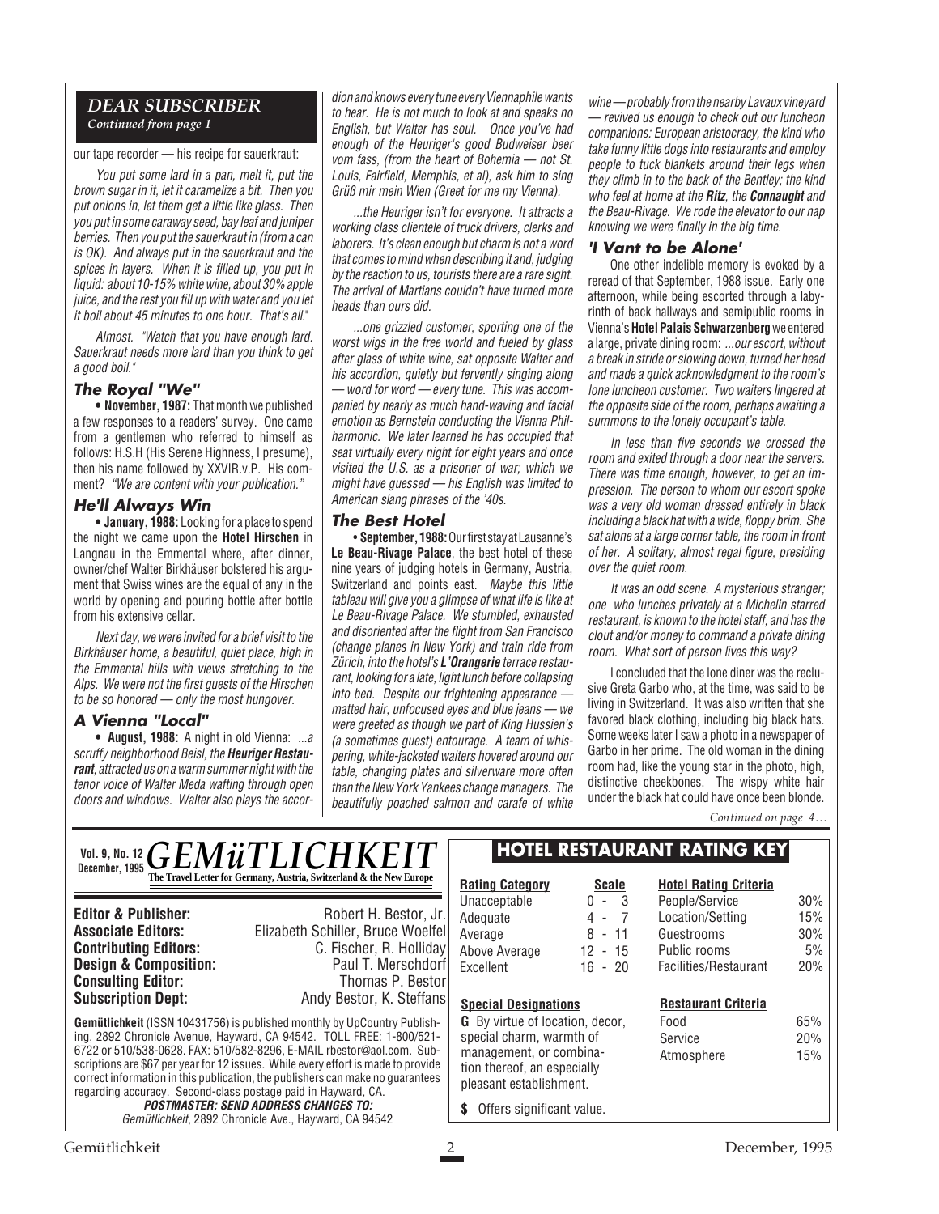## DEAR SUBSCRIBER

*Continued from page 1*

our tape recorder — his recipe for sauerkraut:

*You put some lard in a pan, melt it, put the brown sugar in it, let it caramelize a bit. Then you put onions in, let them get a little like glass. Then you put in some caraway seed, bay leaf and juniper berries. Then you put the sauerkraut in (from a can is OK). And always put in the sauerkraut and the spices in layers. When it is filled up, you put in liquid: about 10-15% white wine, about 30% apple juice, and the rest you fill up with water and you let it boil about 45 minutes to one hour. That's all."*

*Almost. "Watch that you have enough lard. Sauerkraut needs more lard than you think to get a good boil."*

### The Royal "We"

**• November, 1987:** That month we published a few responses to a readers' survey. One came from a gentlemen who referred to himself as follows: H.S.H (His Serene Highness, I presume), then his name followed by XXVIR.v.P. His comment? *"We are content with your publication."*

### He'll Always Win

**• January, 1988:** Looking for a place to spend the night we came upon the **Hotel Hirschen** in Langnau in the Emmental where, after dinner, owner/chef Walter Birkhäuser bolstered his argument that Swiss wines are the equal of any in the world by opening and pouring bottle after bottle from his extensive cellar.

*Next day, we were invited for a brief visit to the Birkhäuser home, a beautiful, quiet place, high in the Emmental hills with views stretching to the Alps. We were not the first guests of the Hirschen to be so honored — only the most hungover.*

### A Vienna "Local"

**• August, 1988:** A night in old Vienna: *...a scruffy neighborhood Beisl, the **Heuriger Restaurant**, attracted us on a warm summer night with the tenor voice of Walter Meda wafting through open doors and windows. Walter also plays the accordion and knows every tune every Viennaphile wants to hear. He is not much to look at and speaks no English, but Walter has soul. Once you've had enough of the Heuriger's good Budweiser beer vom fass, (from the heart of Bohemia — not St. Louis, Fairfield, Memphis, et al), ask him to sing Grüß mir mein Wien (Greet for me my Vienna).*

*...the Heuriger isn't for everyone. It attracts a working class clientele of truck drivers, clerks and laborers. It's clean enough but charm is not a word that comes to mind when describing it and, judging by the reaction to us, tourists there are a rare sight. The arrival of Martians couldn't have turned more heads than ours did.*

*...one grizzled customer, sporting one of the worst wigs in the free world and fueled by glass after glass of white wine, sat opposite Walter and his accordion, quietly but fervently singing along — word for word — every tune. This was accompanied by nearly as much hand-waving and facial emotion as Bernstein conducting the Vienna Philharmonic. We later learned he has occupied that seat virtually every night for eight years and once visited the U.S. as a prisoner of war; which we might have guessed — his English was limited to American slang phrases of the '40s.*

### The Best Hotel

**• September, 1988:** Our first stay at Lausanne's **Le Beau-Rivage Palace**, the best hotel of these nine years of judging hotels in Germany, Austria, Switzerland and points east. *Maybe this little tableau will give you a glimpse of what life is like at Le Beau-Rivage Palace. We stumbled, exhausted and disoriented after the flight from San Francisco (change planes in New York) and train ride from Zürich, into the hotel's **L'Orangerie** terrace restaurant, looking for a late, light lunch before collapsing into bed. Despite our frightening appearance — matted hair, unfocused eyes and blue jeans — we were greeted as though we part of King Hussien's (a sometimes guest) entourage. A team of whispering, white-jacketed waiters hovered around our table, changing plates and silverware more often than the New York Yankees change managers. The beautifully poached salmon and carafe of white wine — probably from the nearby Lavaux vineyard — revived us enough to check out our luncheon companions: European aristocracy, the kind who take funny little dogs into restaurants and employ people to tuck blankets around their legs when they climb in to the back of the Bentley; the kind who feel at home at the **Ritz**, the **Connaught** and the Beau-Rivage. We rode the elevator to our nap knowing we were finally in the big time.*

### 'I Vant to be Alone'

One other indelible memory is evoked by a reread of that September, 1988 issue. Early one afternoon, while being escorted through a labyrinth of back hallways and semipublic rooms in Vienna's **Hotel Palais Schwarzenberg** we entered a large, private dining room: *...our escort, without a break in stride or slowing down, turned her head and made a quick acknowledgment to the room's lone luncheon customer. Two waiters lingered at the opposite side of the room, perhaps awaiting a summons to the lonely occupant's table.*

*In less than five seconds we crossed the room and exited through a door near the servers. There was time enough, however, to get an impression. The person to whom our escort spoke was a very old woman dressed entirely in black including a black hat with a wide, floppy brim. She sat alone at a large corner table, the room in front of her. A solitary, almost regal figure, presiding over the quiet room.*

*It was an odd scene. A mysterious stranger; one who lunches privately at a Michelin starred restaurant, is known to the hotel staff, and has the clout and/or money to command a private dining room. What sort of person lives this way?*

I concluded that the lone diner was the reclusive Greta Garbo who, at the time, was said to be living in Switzerland. It was also written that she favored black clothing, including big black hats. Some weeks later I saw a photo in a newspaper of Garbo in her prime. The old woman in the dining room had, like the young star in the photo, high, distinctive cheekbones. The wispy white hair under the black hat could have once been blonde.

*Continued on page 4…*

---

Vol. 9, No. 12
December, 1995

# GEMüTLICHKEIT

**The Travel Letter for Germany, Austria, Switzerland & the New Europe**

**Editor & Publisher:** Robert H. Bestor, Jr.
**Associate Editors:** Elizabeth Schiller, Bruce Woelfel
**Contributing Editors:** C. Fischer, R. Holliday
**Design & Composition:** Paul T. Merschdorf
**Consulting Editor:** Thomas P. Bestor
**Subscription Dept:** Andy Bestor, K. Steffans

**Gemütlichkeit** (ISSN 10431756) is published monthly by UpCountry Publishing, 2892 Chronicle Avenue, Hayward, CA 94542. TOLL FREE: 1-800/521-6722 or 510/538-0628. FAX: 510/582-8296, E-MAIL rbestor@aol.com. Subscriptions are $67 per year for 12 issues. While every effort is made to provide correct information in this publication, the publishers can make no guarantees regarding accuracy. Second-class postage paid in Hayward, CA.

***POSTMASTER: SEND ADDRESS CHANGES TO:***
*Gemütlichkeit*, 2892 Chronicle Ave., Hayward, CA 94542

## HOTEL RESTAURANT RATING KEY

| Rating Category | Scale |
|---|---|
| Unacceptable | 0 - 3 |
| Adequate | 4 - 7 |
| Average | 8 - 11 |
| Above Average | 12 - 15 |
| Excellent | 16 - 20 |

| Hotel Rating Criteria | |
|---|---|
| People/Service | 30% |
| Location/Setting | 15% |
| Guestrooms | 30% |
| Public rooms | 5% |
| Facilities/Restaurant | 20% |

**Special Designations**

**G** By virtue of location, decor, special charm, warmth of management, or combination thereof, an especially pleasant establishment.

**$** Offers significant value.

| Restaurant Criteria | |
|---|---|
| Food | 65% |
| Service | 20% |
| Atmosphere | 15% |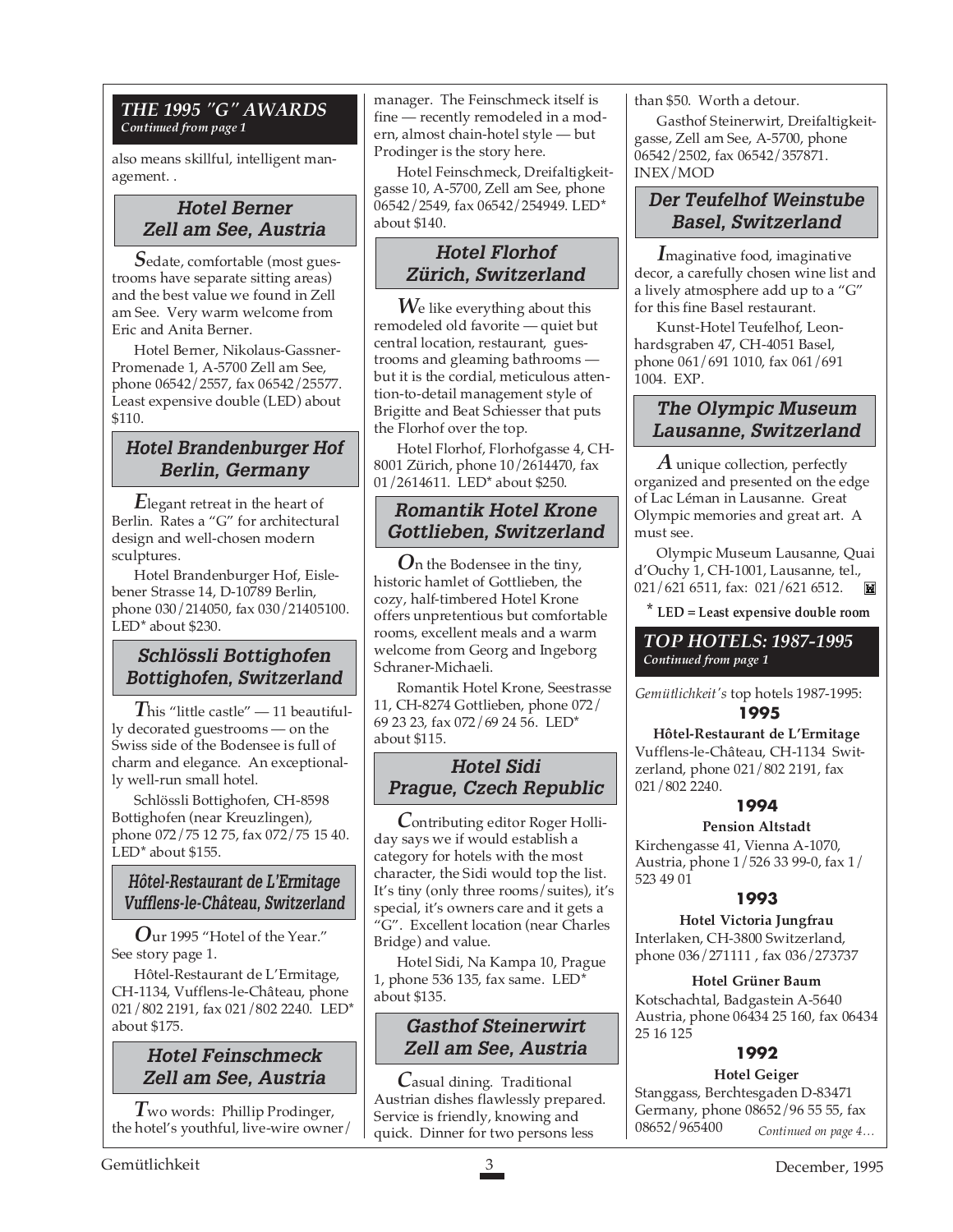## THE 1995 "G" AWARDS

*Continued from page 1*

also means skillful, intelligent management. .

### Hotel Berner
### Zell am See, Austria

**S**edate, comfortable (most guestrooms have separate sitting areas) and the best value we found in Zell am See. Very warm welcome from Eric and Anita Berner.

Hotel Berner, Nikolaus-Gassner-Promenade 1, A-5700 Zell am See, phone 06542/2557, fax 06542/25577. Least expensive double (LED) about $110.

### Hotel Brandenburger Hof
### Berlin, Germany

**E**legant retreat in the heart of Berlin. Rates a "G" for architectural design and well-chosen modern sculptures.

Hotel Brandenburger Hof, Eislebener Strasse 14, D-10789 Berlin, phone 030/214050, fax 030/21405100. LED* about $230.

### Schlössli Bottighofen
### Bottighofen, Switzerland

**T**his "little castle" — 11 beautifully decorated guestrooms — on the Swiss side of the Bodensee is full of charm and elegance. An exceptionally well-run small hotel.

Schlössli Bottighofen, CH-8598 Bottighofen (near Kreuzlingen), phone 072/75 12 75, fax 072/75 15 40. LED* about $155.

### Hôtel-Restaurant de L'Ermitage
### Vufflens-le-Château, Switzerland

**O**ur 1995 "Hotel of the Year." See story page 1.

Hôtel-Restaurant de L'Ermitage, CH-1134, Vufflens-le-Château, phone 021/802 2191, fax 021/802 2240. LED* about $175.

### Hotel Feinschmeck
### Zell am See, Austria

**T**wo words: Phillip Prodinger, the hotel's youthful, live-wire owner/manager. The Feinschmeck itself is fine — recently remodeled in a modern, almost chain-hotel style — but Prodinger is the story here.

Hotel Feinschmeck, Dreifaltigkeitgasse 10, A-5700, Zell am See, phone 06542/2549, fax 06542/254949. LED* about $140.

### Hotel Florhof
### Zürich, Switzerland

**W**e like everything about this remodeled old favorite — quiet but central location, restaurant, guestrooms and gleaming bathrooms — but it is the cordial, meticulous attention-to-detail management style of Brigitte and Beat Schiesser that puts the Florhof over the top.

Hotel Florhof, Florhofgasse 4, CH-8001 Zürich, phone 10/2614470, fax 01/2614611. LED* about $250.

### Romantik Hotel Krone
### Gottlieben, Switzerland

**O**n the Bodensee in the tiny, historic hamlet of Gottlieben, the cozy, half-timbered Hotel Krone offers unpretentious but comfortable rooms, excellent meals and a warm welcome from Georg and Ingeborg Schraner-Michaeli.

Romantik Hotel Krone, Seestrasse 11, CH-8274 Gottlieben, phone 072/69 23 23, fax 072/69 24 56. LED* about $115.

### Hotel Sidi
### Prague, Czech Republic

**C**ontributing editor Roger Holliday says we if would establish a category for hotels with the most character, the Sidi would top the list. It's tiny (only three rooms/suites), it's special, it's owners care and it gets a "G". Excellent location (near Charles Bridge) and value.

Hotel Sidi, Na Kampa 10, Prague 1, phone 536 135, fax same. LED* about $135.

### Gasthof Steinerwirt
### Zell am See, Austria

**C**asual dining. Traditional Austrian dishes flawlessly prepared. Service is friendly, knowing and quick. Dinner for two persons less than $50. Worth a detour.

Gasthof Steinerwirt, Dreifaltigkeitgasse, Zell am See, A-5700, phone 06542/2502, fax 06542/357871. INEX/MOD

### Der Teufelhof Weinstube
### Basel, Switzerland

**I**maginative food, imaginative decor, a carefully chosen wine list and a lively atmosphere add up to a "G" for this fine Basel restaurant.

Kunst-Hotel Teufelhof, Leonhardsgraben 47, CH-4051 Basel, phone 061/691 1010, fax 061/691 1004. EXP.

### The Olympic Museum
### Lausanne, Switzerland

**A** unique collection, perfectly organized and presented on the edge of Lac Léman in Lausanne. Great Olympic memories and great art. A must see.

Olympic Museum Lausanne, Quai d'Ouchy 1, CH-1001, Lausanne, tel., 021/621 6511, fax: 021/621 6512.

**\* LED = Least expensive double room**

## TOP HOTELS: 1987-1995

*Continued from page 1*

*Gemütlichkeit's* top hotels 1987-1995:

### 1995

**Hôtel-Restaurant de L'Ermitage**

Vufflens-le-Château, CH-1134 Switzerland, phone 021/802 2191, fax 021/802 2240.

### 1994

**Pension Altstadt**

Kirchengasse 41, Vienna A-1070, Austria, phone 1/526 33 99-0, fax 1/523 49 01

### 1993

**Hotel Victoria Jungfrau**

Interlaken, CH-3800 Switzerland, phone 036/271111 , fax 036/273737

**Hotel Grüner Baum**

Kotschachtal, Badgastein A-5640 Austria, phone 06434 25 160, fax 06434 25 16 125

### 1992

**Hotel Geiger**

Stanggass, Berchtesgaden D-83471 Germany, phone 08652/96 55 55, fax 08652/965400

*Continued on page 4…*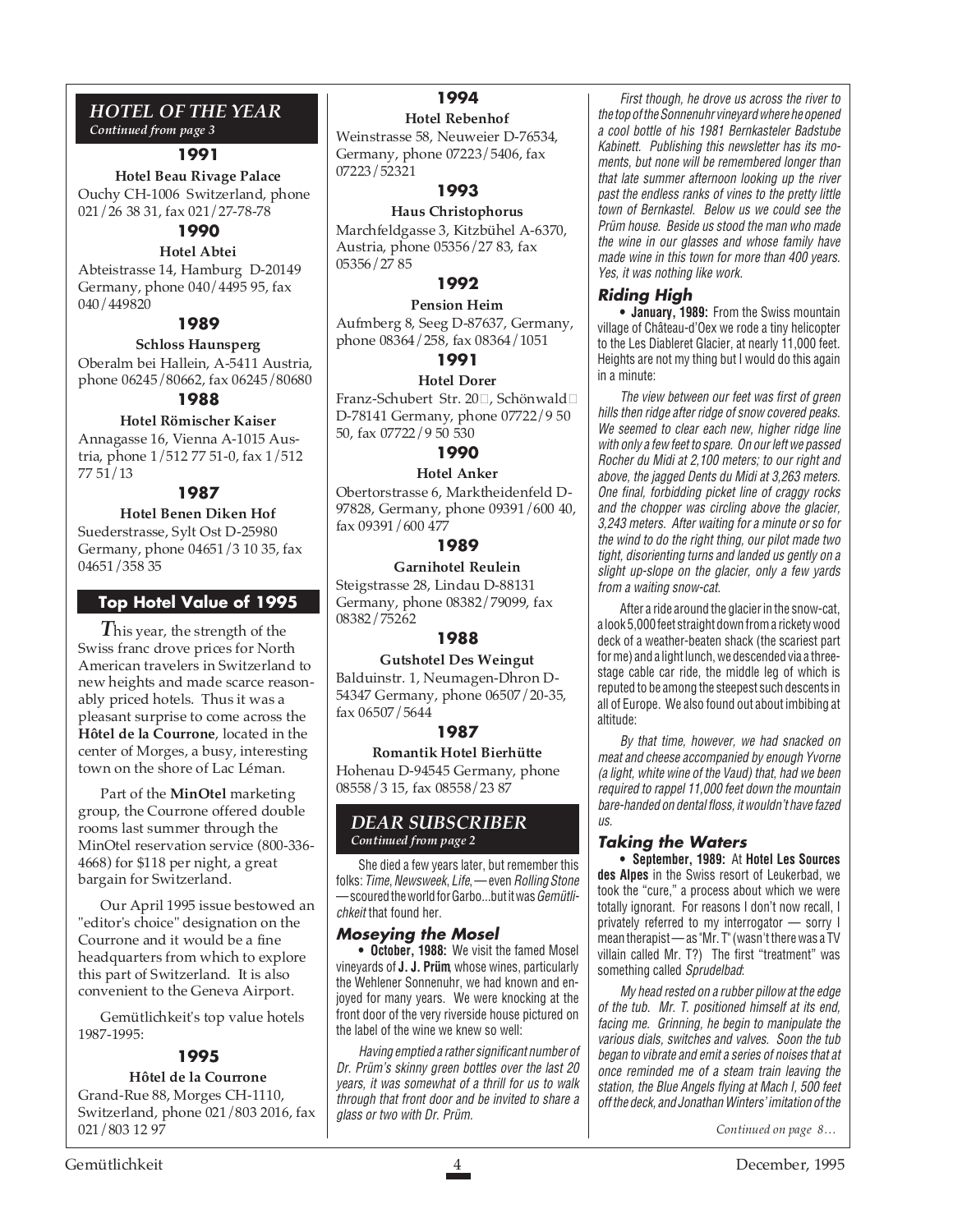## HOTEL OF THE YEAR

*Continued from page 3*

**1991**

**Hotel Beau Rivage Palace**
Ouchy CH-1006 Switzerland, phone 021/26 38 31, fax 021/27-78-78

**1990**

**Hotel Abtei**
Abteistrasse 14, Hamburg D-20149 Germany, phone 040/4495 95, fax 040/449820

**1989**

**Schloss Haunsperg**
Oberalm bei Hallein, A-5411 Austria, phone 06245/80662, fax 06245/80680

**1988**

**Hotel Römischer Kaiser**
Annagasse 16, Vienna A-1015 Austria, phone 1/512 77 51-0, fax 1/512 77 51/13

**1987**

**Hotel Benen Diken Hof**
Suederstrasse, Sylt Ost D-25980 Germany, phone 04651/3 10 35, fax 04651/358 35

## Top Hotel Value of 1995

This year, the strength of the Swiss franc drove prices for North American travelers in Switzerland to new heights and made scarce reasonably priced hotels. Thus it was a pleasant surprise to come across the **Hôtel de la Courrone**, located in the center of Morges, a busy, interesting town on the shore of Lac Léman.

Part of the **MinOtel** marketing group, the Courrone offered double rooms last summer through the MinOtel reservation service (800-336-4668) for $118 per night, a great bargain for Switzerland.

Our April 1995 issue bestowed an "editor's choice" designation on the Courrone and it would be a fine headquarters from which to explore this part of Switzerland. It is also convenient to the Geneva Airport.

Gemütlichkeit's top value hotels 1987-1995:

**1995**

**Hôtel de la Courrone**
Grand-Rue 88, Morges CH-1110, Switzerland, phone 021/803 2016, fax 021/803 12 97

**1994**

**Hotel Rebenhof**
Weinstrasse 58, Neuweier D-76534, Germany, phone 07223/5406, fax 07223/52321

**1993**

**Haus Christophorus**
Marchfeldgasse 3, Kitzbühel A-6370, Austria, phone 05356/27 83, fax 05356/27 85

**1992**

**Pension Heim**
Aufmberg 8, Seeg D-87637, Germany, phone 08364/258, fax 08364/1051

**1991**

**Hotel Dorer**
Franz-Schubert Str. 20, Schönwald D-78141 Germany, phone 07722/9 50 50, fax 07722/9 50 530

**1990**

**Hotel Anker**
Obertorstrasse 6, Marktheidenfeld D-97828, Germany, phone 09391/600 40, fax 09391/600 477

**1989**

**Garnihotel Reulein**
Steigstrasse 28, Lindau D-88131 Germany, phone 08382/79099, fax 08382/75262

**1988**

**Gutshotel Des Weingut**
Balduinstr. 1, Neumagen-Dhron D-54347 Germany, phone 06507/20-35, fax 06507/5644

**1987**

**Romantik Hotel Bierhütte**
Hohenau D-94545 Germany, phone 08558/3 15, fax 08558/23 87

## DEAR SUBSCRIBER

*Continued from page 2*

She died a few years later, but remember this folks: *Time*, *Newsweek*, *Life*, — even *Rolling Stone* — scoured the world for Garbo...but it was *Gemütlichkeit* that found her.

### Moseying the Mosel

• **October, 1988:** We visit the famed Mosel vineyards of **J. J. Prüm**, whose wines, particularly the Wehlener Sonnenuhr, we had known and enjoyed for many years. We were knocking at the front door of the very riverside house pictured on the label of the wine we knew so well:

*Having emptied a rather significant number of Dr. Prüm's skinny green bottles over the last 20 years, it was somewhat of a thrill for us to walk through that front door and be invited to share a glass or two with Dr. Prüm.*

*First though, he drove us across the river to the top of the Sonnenuhr vineyard where he opened a cool bottle of his 1981 Bernkasteler Badstube Kabinett. Publishing this newsletter has its moments, but none will be remembered longer than that late summer afternoon looking up the river past the endless ranks of vines to the pretty little town of Bernkastel. Below us we could see the Prüm house. Beside us stood the man who made the wine in our glasses and whose family have made wine in this town for more than 400 years. Yes, it was nothing like work.*

### Riding High

• **January, 1989:** From the Swiss mountain village of Château-d'Oex we rode a tiny helicopter to the Les Diableret Glacier, at nearly 11,000 feet. Heights are not my thing but I would do this again in a minute:

*The view between our feet was first of green hills then ridge after ridge of snow covered peaks. We seemed to clear each new, higher ridge line with only a few feet to spare. On our left we passed Rocher du Midi at 2,100 meters; to our right and above, the jagged Dents du Midi at 3,263 meters. One final, forbidding picket line of craggy rocks and the chopper was circling above the glacier, 3,243 meters. After waiting for a minute or so for the wind to do the right thing, our pilot made two tight, disorienting turns and landed us gently on a slight up-slope on the glacier, only a few yards from a waiting snow-cat.*

After a ride around the glacier in the snow-cat, a look 5,000 feet straight down from a rickety wood deck of a weather-beaten shack (the scariest part for me) and a light lunch, we descended via a three-stage cable car ride, the middle leg of which is reputed to be among the steepest such descents in all of Europe. We also found out about imbibing at altitude:

*By that time, however, we had snacked on meat and cheese accompanied by enough Yvorne (a light, white wine of the Vaud) that, had we been required to rappel 11,000 feet down the mountain bare-handed on dental floss, it wouldn't have fazed us.*

### Taking the Waters

• **September, 1989:** At **Hotel Les Sources des Alpes** in the Swiss resort of Leukerbad, we took the "cure," a process about which we were totally ignorant. For reasons I don't now recall, I privately referred to my interrogator — sorry I mean therapist — as "Mr. T" (wasn't there was a TV villain called Mr. T?) The first "treatment" was something called *Sprudelbad*:

*My head rested on a rubber pillow at the edge of the tub. Mr. T. positioned himself at its end, facing me. Grinning, he begin to manipulate the various dials, switches and valves. Soon the tub began to vibrate and emit a series of noises that at once reminded me of a steam train leaving the station, the Blue Angels flying at Mach I, 500 feet off the deck, and Jonathan Winters' imitation of the*

*Continued on page 8…*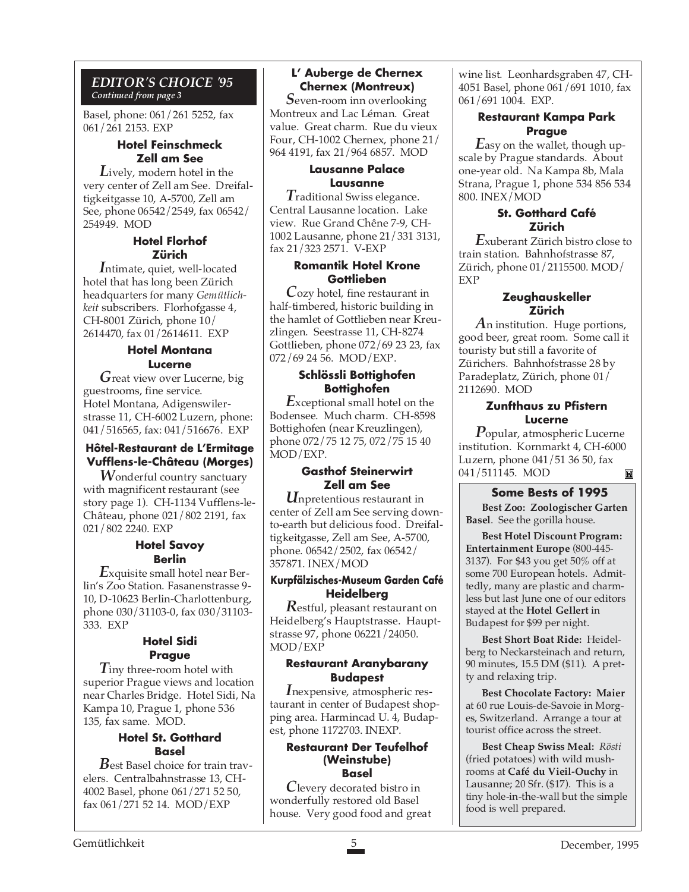## EDITOR'S CHOICE '95

*Continued from page 3*

Basel, phone: 061/261 5252, fax 061/261 2153. EXP

**Hotel Feinschmeck**
**Zell am See**

Lively, modern hotel in the very center of Zell am See. Dreifaltigkeitgasse 10, A-5700, Zell am See, phone 06542/2549, fax 06542/254949. MOD

**Hotel Florhof**
**Zürich**

Intimate, quiet, well-located hotel that has long been Zürich headquarters for many *Gemütlichkeit* subscribers. Florhofgasse 4, CH-8001 Zürich, phone 10/2614470, fax 01/2614611. EXP

**Hotel Montana**
**Lucerne**

Great view over Lucerne, big guestrooms, fine service. Hotel Montana, Adigenswilerstrasse 11, CH-6002 Luzern, phone: 041/516565, fax: 041/516676. EXP

**Hôtel-Restaurant de L'Ermitage**
**Vufflens-le-Château (Morges)**

Wonderful country sanctuary with magnificent restaurant (see story page 1). CH-1134 Vufflens-le-Château, phone 021/802 2191, fax 021/802 2240. EXP

**Hotel Savoy**
**Berlin**

Exquisite small hotel near Berlin's Zoo Station. Fasanenstrasse 9-10, D-10623 Berlin-Charlottenburg, phone 030/31103-0, fax 030/31103-333. EXP

**Hotel Sidi**
**Prague**

Tiny three-room hotel with superior Prague views and location near Charles Bridge. Hotel Sidi, Na Kampa 10, Prague 1, phone 536 135, fax same. MOD.

**Hotel St. Gotthard**
**Basel**

Best Basel choice for train travelers. Centralbahnstrasse 13, CH-4002 Basel, phone 061/271 52 50, fax 061/271 52 14. MOD/EXP

**L' Auberge de Chernex**
**Chernex (Montreux)**

Seven-room inn overlooking Montreux and Lac Léman. Great value. Great charm. Rue du vieux Four, CH-1002 Chernex, phone 21/964 4191, fax 21/964 6857. MOD

**Lausanne Palace**
**Lausanne**

Traditional Swiss elegance. Central Lausanne location. Lake view. Rue Grand Chêne 7-9, CH-1002 Lausanne, phone 21/331 3131, fax 21/323 2571. V-EXP

**Romantik Hotel Krone**
**Gottlieben**

Cozy hotel, fine restaurant in half-timbered, historic building in the hamlet of Gottlieben near Kreuzlingen. Seestrasse 11, CH-8274 Gottlieben, phone 072/69 23 23, fax 072/69 24 56. MOD/EXP.

**Schlössli Bottighofen**
**Bottighofen**

Exceptional small hotel on the Bodensee. Much charm. CH-8598 Bottighofen (near Kreuzlingen), phone 072/75 12 75, 072/75 15 40 MOD/EXP.

**Gasthof Steinerwirt**
**Zell am See**

Unpretentious restaurant in center of Zell am See serving down-to-earth but delicious food. Dreifaltigkeitgasse, Zell am See, A-5700, phone. 06542/2502, fax 06542/357871. INEX/MOD

**Kurpfälzisches-Museum Garden Café**
**Heidelberg**

Restful, pleasant restaurant on Heidelberg's Hauptstrasse. Hauptstrasse 97, phone 06221/24050. MOD/EXP

**Restaurant Aranybarany**
**Budapest**

Inexpensive, atmospheric restaurant in center of Budapest shopping area. Harmincad U. 4, Budapest, phone 1172703. INEXP.

**Restaurant Der Teufelhof (Weinstube)**
**Basel**

Clevery decorated bistro in wonderfully restored old Basel house. Very good food and great wine list. Leonhardsgraben 47, CH-4051 Basel, phone 061/691 1010, fax 061/691 1004. EXP.

**Restaurant Kampa Park**
**Prague**

Easy on the wallet, though upscale by Prague standards. About one-year old. Na Kampa 8b, Mala Strana, Prague 1, phone 534 856 534 800. INEX/MOD

**St. Gotthard Café**
**Zürich**

Exuberant Zürich bistro close to train station. Bahnhofstrasse 87, Zürich, phone 01/2115500. MOD/EXP

**Zeughauskeller**
**Zürich**

An institution. Huge portions, good beer, great room. Some call it touristy but still a favorite of Zürichers. Bahnhofstrasse 28 by Paradeplatz, Zürich, phone 01/2112690. MOD

**Zunfthaus zu Pfistern**
**Lucerne**

Popular, atmospheric Lucerne institution. Kornmarkt 4, CH-6000 Luzern, phone 041/51 36 50, fax 041/511145. MOD

### Some Bests of 1995

**Best Zoo: Zoologischer Garten Basel**. See the gorilla house.

**Best Hotel Discount Program: Entertainment Europe** (800-445-3137). For $43 you get 50% off at some 700 European hotels. Admittedly, many are plastic and charmless but last June one of our editors stayed at the **Hotel Gellert** in Budapest for $99 per night.

**Best Short Boat Ride:** Heidelberg to Neckarsteinach and return, 90 minutes, 15.5 DM ($11). A pretty and relaxing trip.

**Best Chocolate Factory: Maier** at 60 rue Louis-de-Savoie in Morges, Switzerland. Arrange a tour at tourist office across the street.

**Best Cheap Swiss Meal:** *Rösti* (fried potatoes) with wild mushrooms at **Café du Vieil-Ouchy** in Lausanne; 20 Sfr. ($17). This is a tiny hole-in-the-wall but the simple food is well prepared.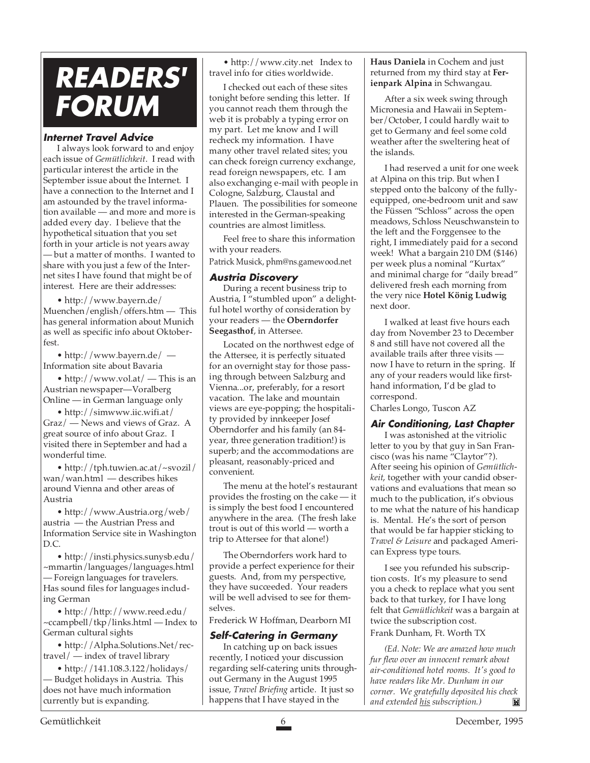# READERS' FORUM

### Internet Travel Advice

I always look forward to and enjoy each issue of *Gemütlichkeit*. I read with particular interest the article in the September issue about the Internet. I have a connection to the Internet and I am astounded by the travel information available — and more and more is added every day. I believe that the hypothetical situation that you set forth in your article is not years away — but a matter of months. I wanted to share with you just a few of the Internet sites I have found that might be of interest. Here are their addresses:

- http://www.bayern.de/Muenchen/english/offers.htm — This has general information about Munich as well as specific info about Oktoberfest.
- http://www.bayern.de/ — Information site about Bavaria
- http://www.vol.at/ — This is an Austrian newspaper—Voralberg Online — in German language only
- http://simwww.iic.wifi.at/Graz/ — News and views of Graz. A great source of info about Graz. I visited there in September and had a wonderful time.
- http://tph.tuwien.ac.at/~svozil/wan/wan.html — describes hikes around Vienna and other areas of Austria
- http://www.Austria.org/web/austria — the Austrian Press and Information Service site in Washington D.C.
- http://insti.physics.sunysb.edu/~mmartin/languages/languages.html — Foreign languages for travelers. Has sound files for languages including German
- http://http://www.reed.edu/~ccampbell/tkp/links.html — Index to German cultural sights
- http://Alpha.Solutions.Net/rec-travel/ — index of travel library
- http://141.108.3.122/holidays/ — Budget holidays in Austria. This does not have much information currently but is expanding.
- http://www.city.net Index to travel info for cities worldwide.

I checked out each of these sites tonight before sending this letter. If you cannot reach them through the web it is probably a typing error on my part. Let me know and I will recheck my information. I have many other travel related sites; you can check foreign currency exchange, read foreign newspapers, etc. I am also exchanging e-mail with people in Cologne, Salzburg, Claustal and Plauen. The possibilities for someone interested in the German-speaking countries are almost limitless.

Feel free to share this information with your readers.

Patrick Musick, phm@ns.gamewood.net

### Austria Discovery

During a recent business trip to Austria, I "stumbled upon" a delightful hotel worthy of consideration by your readers — the **Oberndorfer Seegasthof**, in Attersee.

Located on the northwest edge of the Attersee, it is perfectly situated for an overnight stay for those passing through between Salzburg and Vienna...or, preferably, for a resort vacation. The lake and mountain views are eye-popping; the hospitality provided by innkeeper Josef Oberndorfer and his family (an 84-year, three generation tradition!) is superb; and the accommodations are pleasant, reasonably-priced and convenient.

The menu at the hotel's restaurant provides the frosting on the cake — it is simply the best food I encountered anywhere in the area. (The fresh lake trout is out of this world — worth a trip to Attersee for that alone!)

The Oberndorfers work hard to provide a perfect experience for their guests. And, from my perspective, they have succeeded. Your readers will be well advised to see for themselves.

Frederick W Hoffman, Dearborn MI

### Self-Catering in Germany

In catching up on back issues recently, I noticed your discussion regarding self-catering units throughout Germany in the August 1995 issue, *Travel Briefing* article. It just so happens that I have stayed in the **Haus Daniela** in Cochem and just returned from my third stay at **Ferienpark Alpina** in Schwangau.

After a six week swing through Micronesia and Hawaii in September/October, I could hardly wait to get to Germany and feel some cold weather after the sweltering heat of the islands.

I had reserved a unit for one week at Alpina on this trip. But when I stepped onto the balcony of the fully-equipped, one-bedroom unit and saw the Füssen "Schloss" across the open meadows, Schloss Neuschwanstein to the left and the Forggensee to the right, I immediately paid for a second week! What a bargain 210 DM ($146) per week plus a nominal "Kurtax" and minimal charge for "daily bread" delivered fresh each morning from the very nice **Hotel König Ludwig** next door.

I walked at least five hours each day from November 23 to December 8 and still have not covered all the available trails after three visits — now I have to return in the spring. If any of your readers would like first-hand information, I'd be glad to correspond.

Charles Longo, Tuscon AZ

### Air Conditioning, Last Chapter

I was astonished at the vitriolic letter to you by that guy in San Francisco (was his name "Claytor"?). After seeing his opinion of *Gemütlichkeit*, together with your candid observations and evaluations that mean so much to the publication, it's obvious to me what the nature of his handicap is. Mental. He's the sort of person that would be far happier sticking to *Travel & Leisure* and packaged American Express type tours.

I see you refunded his subscription costs. It's my pleasure to send you a check to replace what you sent back to that turkey, for I have long felt that *Gemütlichkeit* was a bargain at twice the subscription cost.

Frank Dunham, Ft. Worth TX

*(Ed. Note: We are amazed how much fur flew over an innocent remark about air-conditioned hotel rooms. It's good to have readers like Mr. Dunham in our corner. We gratefully deposited his check and extended his subscription.)*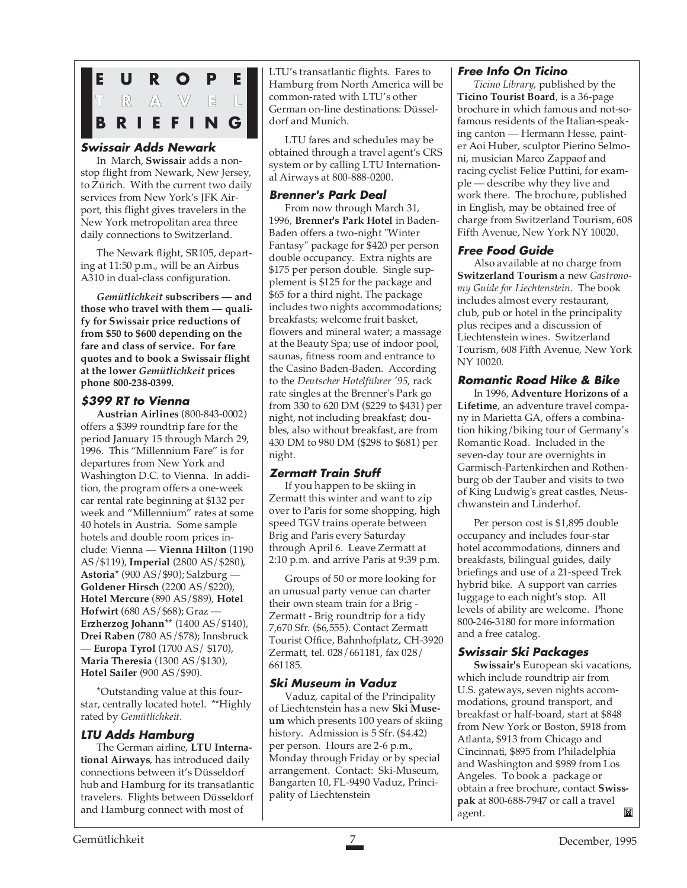# EUROPE TRAVEL BRIEFING

### Swissair Adds Newark

In March, **Swissair** adds a nonstop flight from Newark, New Jersey, to Zürich. With the current two daily services from New York's JFK Airport, this flight gives travelers in the New York metropolitan area three daily connections to Switzerland.

The Newark flight, SR105, departing at 11:50 p.m., will be an Airbus A310 in dual-class configuration.

***Gemütlichkeit* subscribers — and those who travel with them — qualify for Swissair price reductions of from $50 to $600 depending on the fare and class of service. For fare quotes and to book a Swissair flight at the lower *Gemütlichkeit* prices phone 800-238-0399.**

### $399 RT to Vienna

**Austrian Airlines** (800-843-0002) offers a $399 roundtrip fare for the period January 15 through March 29, 1996. This "Millennium Fare" is for departures from New York and Washington D.C. to Vienna. In addition, the program offers a one-week car rental rate beginning at $132 per week and "Millennium" rates at some 40 hotels in Austria. Some sample hotels and double room prices include: Vienna — **Vienna Hilton** (1190 AS/$119), **Imperial** (2800 AS/$280), **Astoria**\* (900 AS/$90); Salzburg — **Goldener Hirsch** (2200 AS/$220), **Hotel Mercure** (890 AS/$89), **Hotel Hofwirt** (680 AS/$68); Graz — **Erzherzog Johann**\*\* (1400 AS/$140), **Drei Raben** (780 AS/$78); Innsbruck — **Europa Tyrol** (1700 AS/ $170), **Maria Theresia** (1300 AS/$130), **Hotel Sailer** (900 AS/$90).

\*Outstanding value at this four-star, centrally located hotel. \*\*Highly rated by *Gemütlichkeit*.

### LTU Adds Hamburg

The German airline, **LTU International Airways**, has introduced daily connections between it's Düsseldorf hub and Hamburg for its transatlantic travelers. Flights between Düsseldorf and Hamburg connect with most of LTU's transatlantic flights. Fares to Hamburg from North America will be common-rated with LTU's other German on-line destinations: Düsseldorf and Munich.

LTU fares and schedules may be obtained through a travel agent's CRS system or by calling LTU International Airways at 800-888-0200.

### Brenner's Park Deal

From now through March 31, 1996, **Brenner's Park Hotel** in Baden-Baden offers a two-night "Winter Fantasy" package for $420 per person double occupancy. Extra nights are $175 per person double. Single supplement is $125 for the package and $65 for a third night. The package includes two nights accommodations; breakfasts; welcome fruit basket, flowers and mineral water; a massage at the Beauty Spa; use of indoor pool, saunas, fitness room and entrance to the Casino Baden-Baden. According to the *Deutscher Hotelführer '95*, rack rate singles at the Brenner's Park go from 330 to 620 DM ($229 to $431) per night, not including breakfast; doubles, also without breakfast, are from 430 DM to 980 DM ($298 to $681) per night.

### Zermatt Train Stuff

If you happen to be skiing in Zermatt this winter and want to zip over to Paris for some shopping, high speed TGV trains operate between Brig and Paris every Saturday through April 6. Leave Zermatt at 2:10 p.m. and arrive Paris at 9:39 p.m.

Groups of 50 or more looking for an unusual party venue can charter their own steam train for a Brig - Zermatt - Brig roundtrip for a tidy 7,670 Sfr. ($6,555). Contact Zermatt Tourist Office, Bahnhofplatz, CH-3920 Zermatt, tel. 028/661181, fax 028/661185.

### Ski Museum in Vaduz

Vaduz, capital of the Principality of Liechtenstein has a new **Ski Museum** which presents 100 years of skiing history. Admission is 5 Sfr. ($4.42) per person. Hours are 2-6 p.m., Monday through Friday or by special arrangement. Contact: Ski-Museum, Bangarten 10, FL-9490 Vaduz, Principality of Liechtenstein

### Free Info On Ticino

*Ticino Library*, published by the **Ticino Tourist Board**, is a 36-page brochure in which famous and not-so-famous residents of the Italian-speaking canton — Hermann Hesse, painter Aoi Huber, sculptor Pierino Selmoni, musician Marco Zappaof and racing cyclist Felice Puttini, for example — describe why they live and work there. The brochure, published in English, may be obtained free of charge from Switzerland Tourism, 608 Fifth Avenue, New York NY 10020.

### Free Food Guide

Also available at no charge from **Switzerland Tourism** a new *Gastronomy Guide for Liechtenstein*. The book includes almost every restaurant, club, pub or hotel in the principality plus recipes and a discussion of Liechtenstein wines. Switzerland Tourism, 608 Fifth Avenue, New York NY 10020.

### Romantic Road Hike & Bike

In 1996, **Adventure Horizons of a Lifetime**, an adventure travel company in Marietta GA, offers a combination hiking/biking tour of Germany's Romantic Road. Included in the seven-day tour are overnights in Garmisch-Partenkirchen and Rothenburg ob der Tauber and visits to two of King Ludwig's great castles, Neuschwanstein and Linderhof.

Per person cost is $1,895 double occupancy and includes four-star hotel accommodations, dinners and breakfasts, bilingual guides, daily briefings and use of a 21-speed Trek hybrid bike. A support van carries luggage to each night's stop. All levels of ability are welcome. Phone 800-246-3180 for more information and a free catalog.

### Swissair Ski Packages

**Swissair's** European ski vacations, which include roundtrip air from U.S. gateways, seven nights accommodations, ground transport, and breakfast or half-board, start at $848 from New York or Boston, $918 from Atlanta, $913 from Chicago and Cincinnati, $895 from Philadelphia and Washington and $989 from Los Angeles. To book a package or obtain a free brochure, contact **Swisspak** at 800-688-7947 or call a travel agent.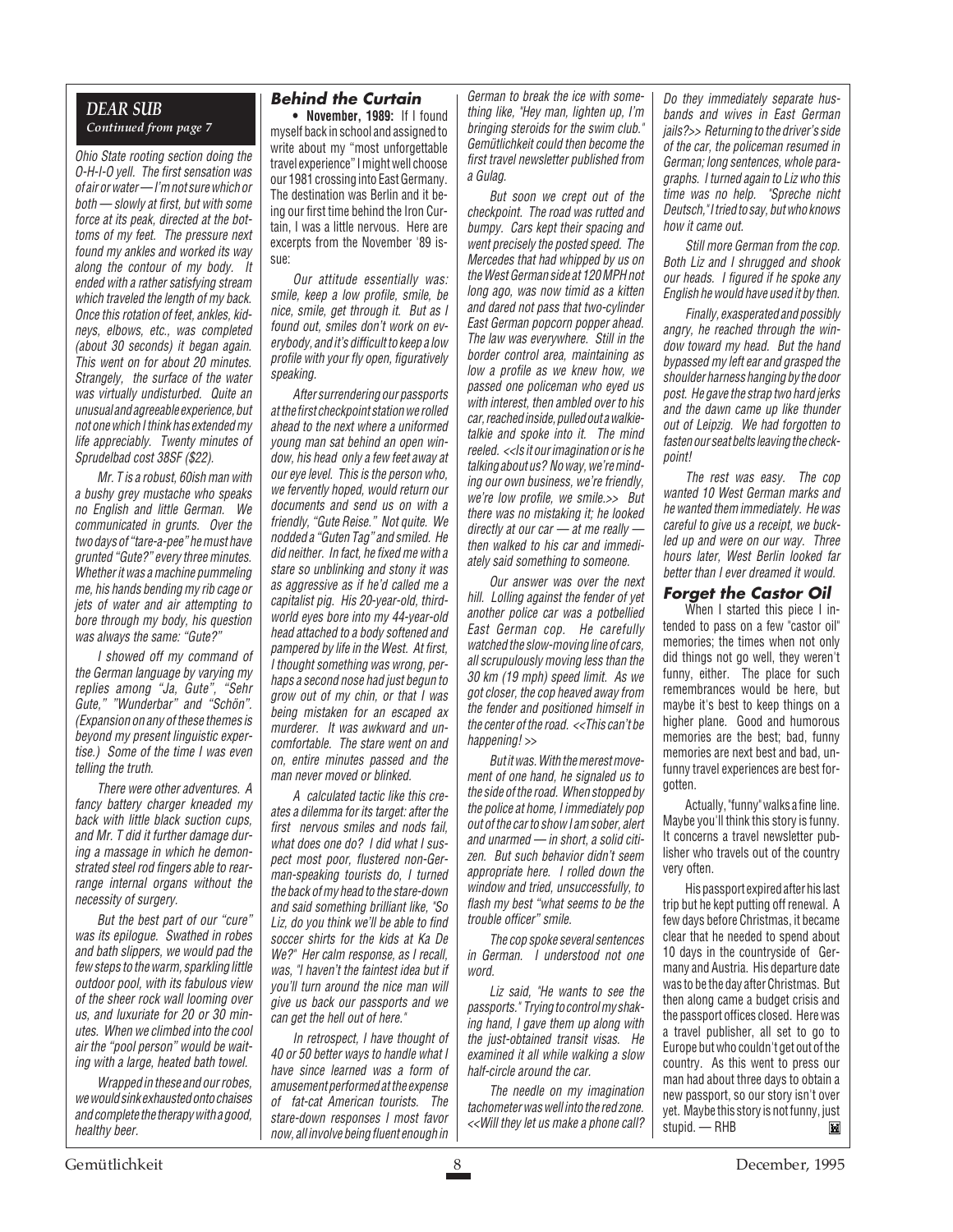## DEAR SUB

*Continued from page 7*

*Ohio State rooting section doing the O-H-I-O yell. The first sensation was of air or water — I'm not sure which or both — slowly at first, but with some force at its peak, directed at the bottoms of my feet. The pressure next found my ankles and worked its way along the contour of my body. It ended with a rather satisfying stream which traveled the length of my back. Once this rotation of feet, ankles, kidneys, elbows, etc., was completed (about 30 seconds) it began again. This went on for about 20 minutes. Strangely, the surface of the water was virtually undisturbed. Quite an unusual and agreeable experience, but not one which I think has extended my life appreciably. Twenty minutes of Sprudelbad cost 38SF ($22).*

*Mr. T is a robust, 60ish man with a bushy grey mustache who speaks no English and little German. We communicated in grunts. Over the two days of "tare-a-pee" he must have grunted "Gute?" every three minutes. Whether it was a machine pummeling me, his hands bending my rib cage or jets of water and air attempting to bore through my body, his question was always the same: "Gute?"*

*I showed off my command of the German language by varying my replies among "Ja, Gute", "Sehr Gute," "Wunderbar" and "Schön". (Expansion on any of these themes is beyond my present linguistic expertise.) Some of the time I was even telling the truth.*

*There were other adventures. A fancy battery charger kneaded my back with little black suction cups, and Mr. T did it further damage during a massage in which he demonstrated steel rod fingers able to rearrange internal organs without the necessity of surgery.*

*But the best part of our "cure" was its epilogue. Swathed in robes and bath slippers, we would pad the few steps to the warm, sparkling little outdoor pool, with its fabulous view of the sheer rock wall looming over us, and luxuriate for 20 or 30 minutes. When we climbed into the cool air the "pool person" would be waiting with a large, heated bath towel.*

*Wrapped in these and our robes, we would sink exhausted onto chaises and complete the therapy with a good, healthy beer.*

### Behind the Curtain

• **November, 1989:** If I found myself back in school and assigned to write about my "most unforgettable travel experience" I might well choose our 1981 crossing into East Germany. The destination was Berlin and it being our first time behind the Iron Curtain, I was a little nervous. Here are excerpts from the November '89 issue:

*Our attitude essentially was: smile, keep a low profile, smile, be nice, smile, get through it. But as I found out, smiles don't work on everybody, and it's difficult to keep a low profile with your fly open, figuratively speaking.*

*After surrendering our passports at the first checkpoint station we rolled ahead to the next where a uniformed young man sat behind an open window, his head only a few feet away at our eye level. This is the person who, we fervently hoped, would return our documents and send us on with a friendly, "Gute Reise." Not quite. We nodded a "Guten Tag" and smiled. He did neither. In fact, he fixed me with a stare so unblinking and stony it was as aggressive as if he'd called me a capitalist pig. His 20-year-old, third-world eyes bore into my 44-year-old head attached to a body softened and pampered by life in the West. At first, I thought something was wrong, perhaps a second nose had just begun to grow out of my chin, or that I was being mistaken for an escaped ax murderer. It was awkward and uncomfortable. The stare went on and on, entire minutes passed and the man never moved or blinked.*

*A calculated tactic like this creates a dilemma for its target: after the first nervous smiles and nods fail, what does one do? I did what I suspect most poor, flustered non-German-speaking tourists do, I turned the back of my head to the stare-down and said something brilliant like, "So Liz, do you think we'll be able to find soccer shirts for the kids at Ka De We?" Her calm response, as I recall, was, "I haven't the faintest idea but if you'll turn around the nice man will give us back our passports and we can get the hell out of here."*

*In retrospect, I have thought of 40 or 50 better ways to handle what I have since learned was a form of amusement performed at the expense of fat-cat American tourists. The stare-down responses I most favor now, all involve being fluent enough in German to break the ice with something like, "Hey man, lighten up, I'm bringing steroids for the swim club." Gemütlichkeit could then become the first travel newsletter published from a Gulag.*

*But soon we crept out of the checkpoint. The road was rutted and bumpy. Cars kept their spacing and went precisely the posted speed. The Mercedes that had whipped by us on the West German side at 120 MPH not long ago, was now timid as a kitten and dared not pass that two-cylinder East German popcorn popper ahead. The law was everywhere. Still in the border control area, maintaining as low a profile as we knew how, we passed one policeman who eyed us with interest, then ambled over to his car, reached inside, pulled out a walkie-talkie and spoke into it. The mind reeled. <<Is it our imagination or is he talking about us? No way, we're minding our own business, we're friendly, we're low profile, we smile.>> But there was no mistaking it; he looked directly at our car — at me really — then walked to his car and immediately said something to someone.*

*Our answer was over the next hill. Lolling against the fender of yet another police car was a potbellied East German cop. He carefully watched the slow-moving line of cars, all scrupulously moving less than the 30 km (19 mph) speed limit. As we got closer, the cop heaved away from the fender and positioned himself in the center of the road. <<This can't be happening! >>*

*But it was. With the merest movement of one hand, he signaled us to the side of the road. When stopped by the police at home, I immediately pop out of the car to show I am sober, alert and unarmed — in short, a solid citizen. But such behavior didn't seem appropriate here. I rolled down the window and tried, unsuccessfully, to flash my best "what seems to be the trouble officer" smile.*

*The cop spoke several sentences in German. I understood not one word.*

*Liz said, "He wants to see the passports." Trying to control my shaking hand, I gave them up along with the just-obtained transit visas. He examined it all while walking a slow half-circle around the car.*

*The needle on my imagination tachometer was well into the red zone. <<Will they let us make a phone call? Do they immediately separate husbands and wives in East German jails?>> Returning to the driver's side of the car, the policeman resumed in German; long sentences, whole paragraphs. I turned again to Liz who this time was no help. "Spreche nicht Deutsch," I tried to say, but who knows how it came out.*

*Still more German from the cop. Both Liz and I shrugged and shook our heads. I figured if he spoke any English he would have used it by then.*

*Finally, exasperated and possibly angry, he reached through the window toward my head. But the hand bypassed my left ear and grasped the shoulder harness hanging by the door post. He gave the strap two hard jerks and the dawn came up like thunder out of Leipzig. We had forgotten to fasten our seat belts leaving the checkpoint!*

*The rest was easy. The cop wanted 10 West German marks and he wanted them immediately. He was careful to give us a receipt, we buckled up and were on our way. Three hours later, West Berlin looked far better than I ever dreamed it would.*

### Forget the Castor Oil

When I started this piece I intended to pass on a few "castor oil" memories; the times when not only did things not go well, they weren't funny, either. The place for such remembrances would be here, but maybe it's best to keep things on a higher plane. Good and humorous memories are the best; bad, funny memories are next best and bad, unfunny travel experiences are best forgotten.

Actually, "funny" walks a fine line. Maybe you'll think this story is funny. It concerns a travel newsletter publisher who travels out of the country very often.

His passport expired after his last trip but he kept putting off renewal. A few days before Christmas, it became clear that he needed to spend about 10 days in the countryside of Germany and Austria. His departure date was to be the day after Christmas. But then along came a budget crisis and the passport offices closed. Here was a travel publisher, all set to go to Europe but who couldn't get out of the country. As this went to press our man had about three days to obtain a new passport, so our story isn't over yet. Maybe this story is not funny, just stupid. — RHB